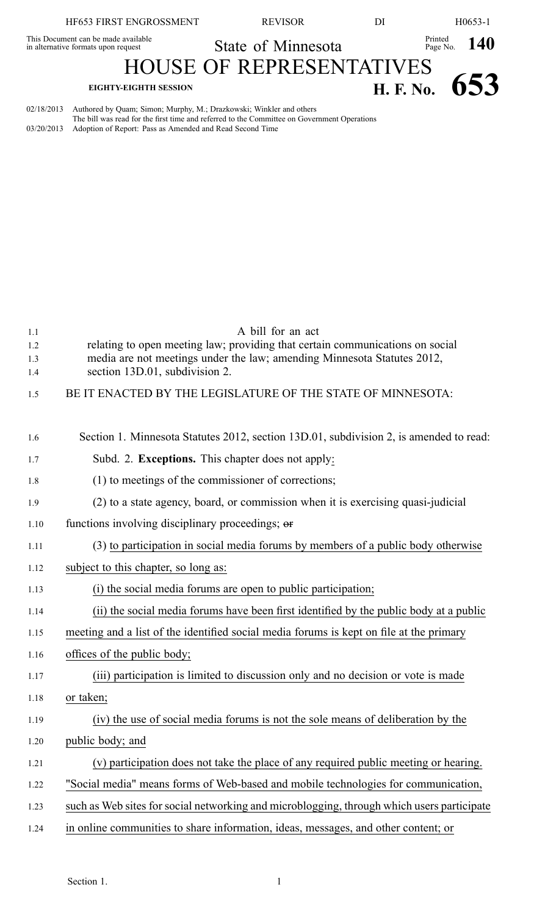HF653 FIRST ENGROSSMENT — REVISOR — DI — H0653-1

This Document can be made available in alternative formats upon request

State of Minnesota

Printed Page No. **140**

# HOUSE OF REPRESENTATIVES

**EIGHTY-EIGHTH SESSION** — **H. F. No. 653**

02/18/2013 Authored by Quam; Simon; Murphy, M.; Drazkowski; Winkler and others
The bill was read for the first time and referred to the Committee on Government Operations
03/20/2013 Adoption of Report: Pass as Amended and Read Second Time

A bill for an act
relating to open meeting law; providing that certain communications on social media are not meetings under the law; amending Minnesota Statutes 2012, section 13D.01, subdivision 2.

BE IT ENACTED BY THE LEGISLATURE OF THE STATE OF MINNESOTA:

Section 1. Minnesota Statutes 2012, section 13D.01, subdivision 2, is amended to read:

Subd. 2. **Exceptions.** This chapter does not apply:

(1) to meetings of the commissioner of corrections;

(2) to a state agency, board, or commission when it is exercising quasi-judicial functions involving disciplinary proceedings; ~~or~~

(3) to participation in social media forums by members of a public body otherwise subject to this chapter, so long as:

(i) the social media forums are open to public participation;

(ii) the social media forums have been first identified by the public body at a public meeting and a list of the identified social media forums is kept on file at the primary offices of the public body;

(iii) participation is limited to discussion only and no decision or vote is made or taken;

(iv) the use of social media forums is not the sole means of deliberation by the public body; and

(v) participation does not take the place of any required public meeting or hearing. "Social media" means forms of Web-based and mobile technologies for communication, such as Web sites for social networking and microblogging, through which users participate in online communities to share information, ideas, messages, and other content; or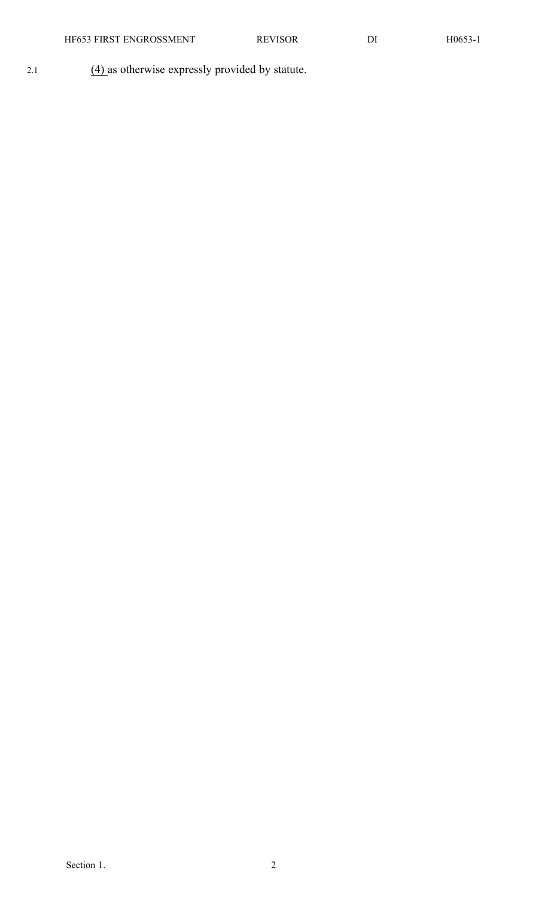(4) as otherwise expressly provided by statute.